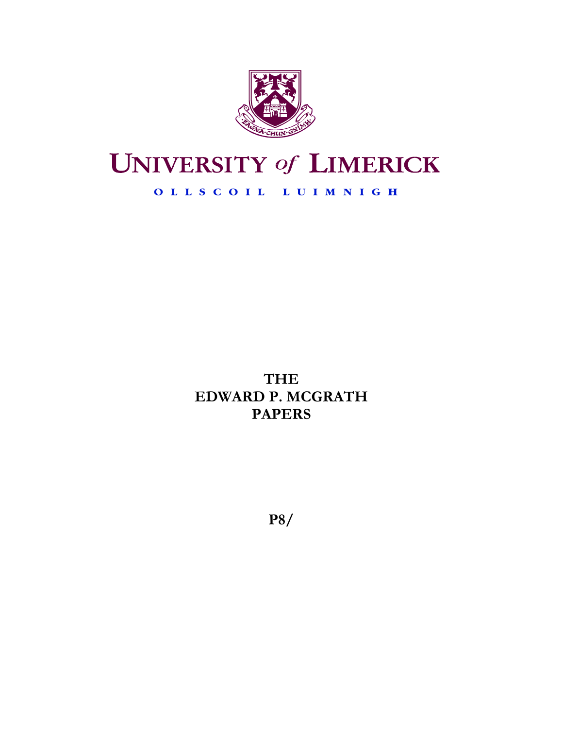UNIVERSITY *of* LIMERICK

OLLSCOIL LUIMNIGH

# THE EDWARD P. MCGRATH PAPERS

**P8/**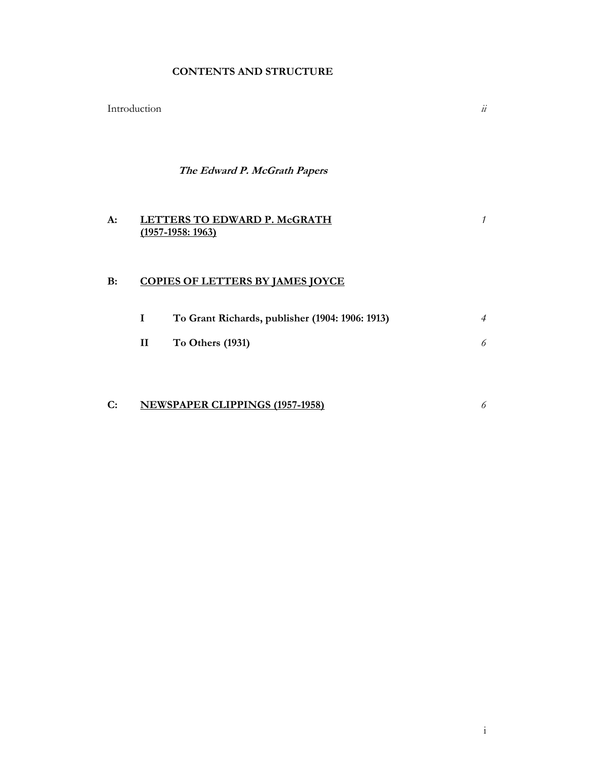# CONTENTS AND STRUCTURE

Introduction *ii*

***The Edward P. McGrath Papers***

**A:** **LETTERS TO EDWARD P. McGRATH (1957-1958: 1963)** *1*

**B:** **COPIES OF LETTERS BY JAMES JOYCE**

- **I** **To Grant Richards, publisher (1904: 1906: 1913)** *4*
- **II** **To Others (1931)** *6*

**C:** **NEWSPAPER CLIPPINGS (1957-1958)** *6*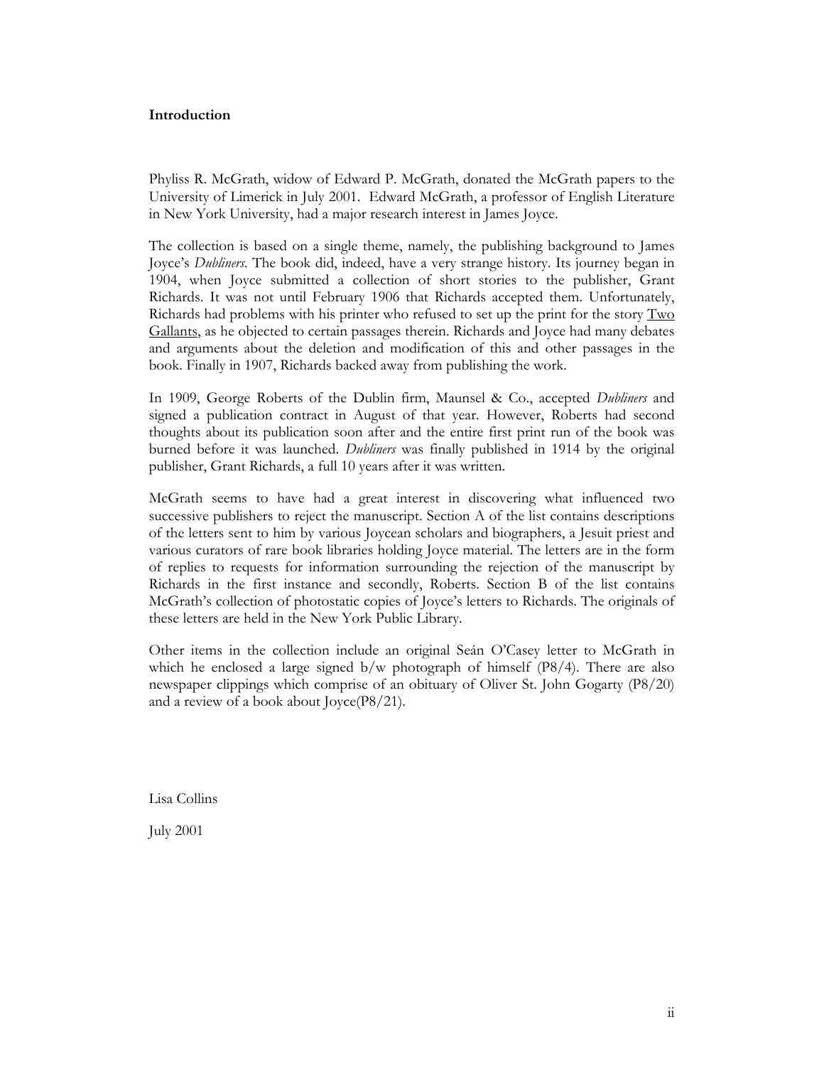**Introduction**

Phyliss R. McGrath, widow of Edward P. McGrath, donated the McGrath papers to the University of Limerick in July 2001. Edward McGrath, a professor of English Literature in New York University, had a major research interest in James Joyce.

The collection is based on a single theme, namely, the publishing background to James Joyce's *Dubliners*. The book did, indeed, have a very strange history. Its journey began in 1904, when Joyce submitted a collection of short stories to the publisher, Grant Richards. It was not until February 1906 that Richards accepted them. Unfortunately, Richards had problems with his printer who refused to set up the print for the story <u>Two Gallants</u>, as he objected to certain passages therein. Richards and Joyce had many debates and arguments about the deletion and modification of this and other passages in the book. Finally in 1907, Richards backed away from publishing the work.

In 1909, George Roberts of the Dublin firm, Maunsel & Co., accepted *Dubliners* and signed a publication contract in August of that year. However, Roberts had second thoughts about its publication soon after and the entire first print run of the book was burned before it was launched. *Dubliners* was finally published in 1914 by the original publisher, Grant Richards, a full 10 years after it was written.

McGrath seems to have had a great interest in discovering what influenced two successive publishers to reject the manuscript. Section A of the list contains descriptions of the letters sent to him by various Joycean scholars and biographers, a Jesuit priest and various curators of rare book libraries holding Joyce material. The letters are in the form of replies to requests for information surrounding the rejection of the manuscript by Richards in the first instance and secondly, Roberts. Section B of the list contains McGrath's collection of photostatic copies of Joyce's letters to Richards. The originals of these letters are held in the New York Public Library.

Other items in the collection include an original Seán O'Casey letter to McGrath in which he enclosed a large signed b/w photograph of himself (P8/4). There are also newspaper clippings which comprise of an obituary of Oliver St. John Gogarty (P8/20) and a review of a book about Joyce(P8/21).

Lisa Collins

July 2001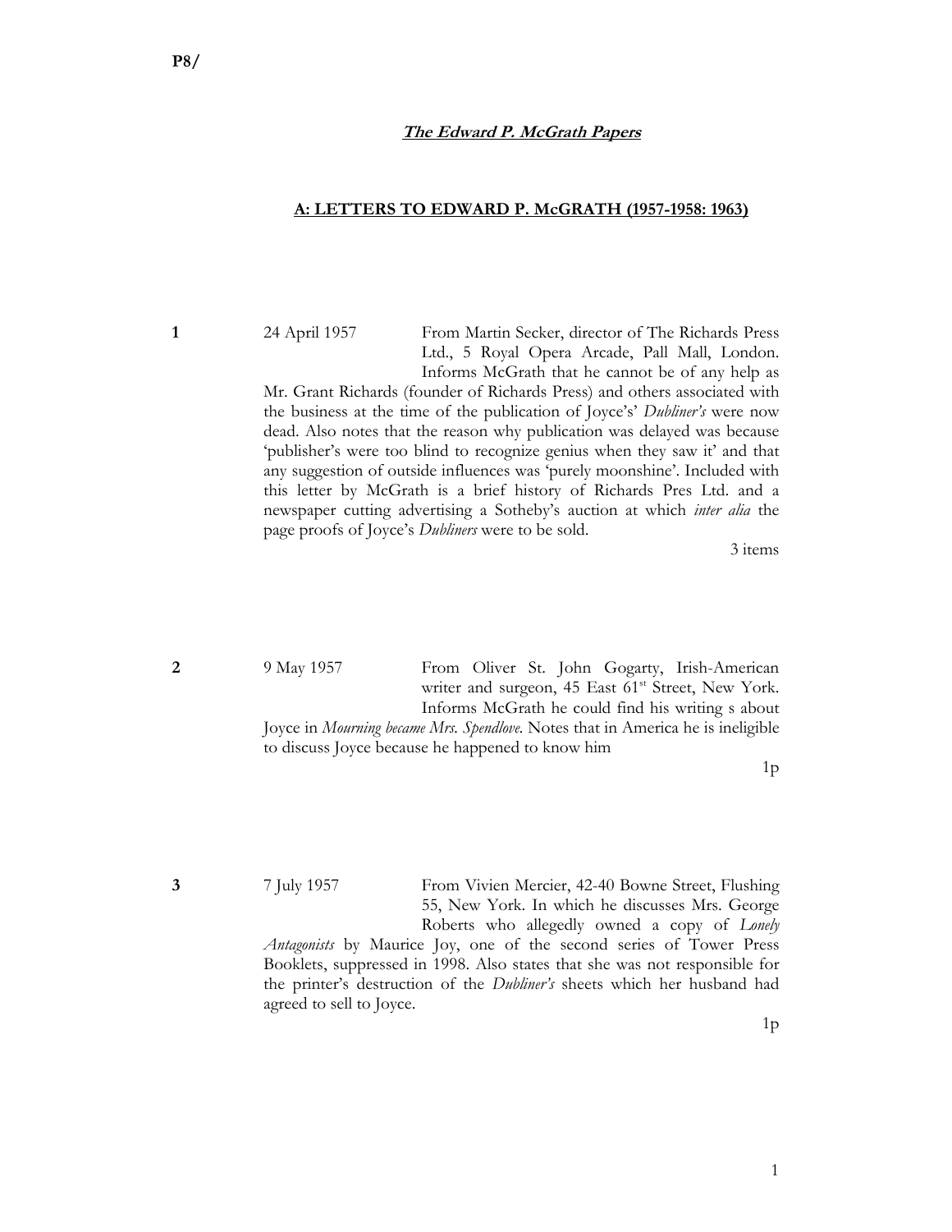**P8/**

## ***The Edward P. McGrath Papers***

### A: LETTERS TO EDWARD P. McGRATH (1957-1958: 1963)

**1** 24 April 1957 From Martin Secker, director of The Richards Press Ltd., 5 Royal Opera Arcade, Pall Mall, London. Informs McGrath that he cannot be of any help as Mr. Grant Richards (founder of Richards Press) and others associated with the business at the time of the publication of Joyce's' *Dubliner's* were now dead. Also notes that the reason why publication was delayed was because 'publisher's were too blind to recognize genius when they saw it' and that any suggestion of outside influences was 'purely moonshine'. Included with this letter by McGrath is a brief history of Richards Pres Ltd. and a newspaper cutting advertising a Sotheby's auction at which *inter alia* the page proofs of Joyce's *Dubliners* were to be sold.

3 items

**2** 9 May 1957 From Oliver St. John Gogarty, Irish-American writer and surgeon, 45 East 61st Street, New York. Informs McGrath he could find his writing s about Joyce in *Mourning became Mrs. Spendlove*. Notes that in America he is ineligible to discuss Joyce because he happened to know him

1p

**3** 7 July 1957 From Vivien Mercier, 42-40 Bowne Street, Flushing 55, New York. In which he discusses Mrs. George Roberts who allegedly owned a copy of *Lonely Antagonists* by Maurice Joy, one of the second series of Tower Press Booklets, suppressed in 1998. Also states that she was not responsible for the printer's destruction of the *Dubliner's* sheets which her husband had agreed to sell to Joyce.

1p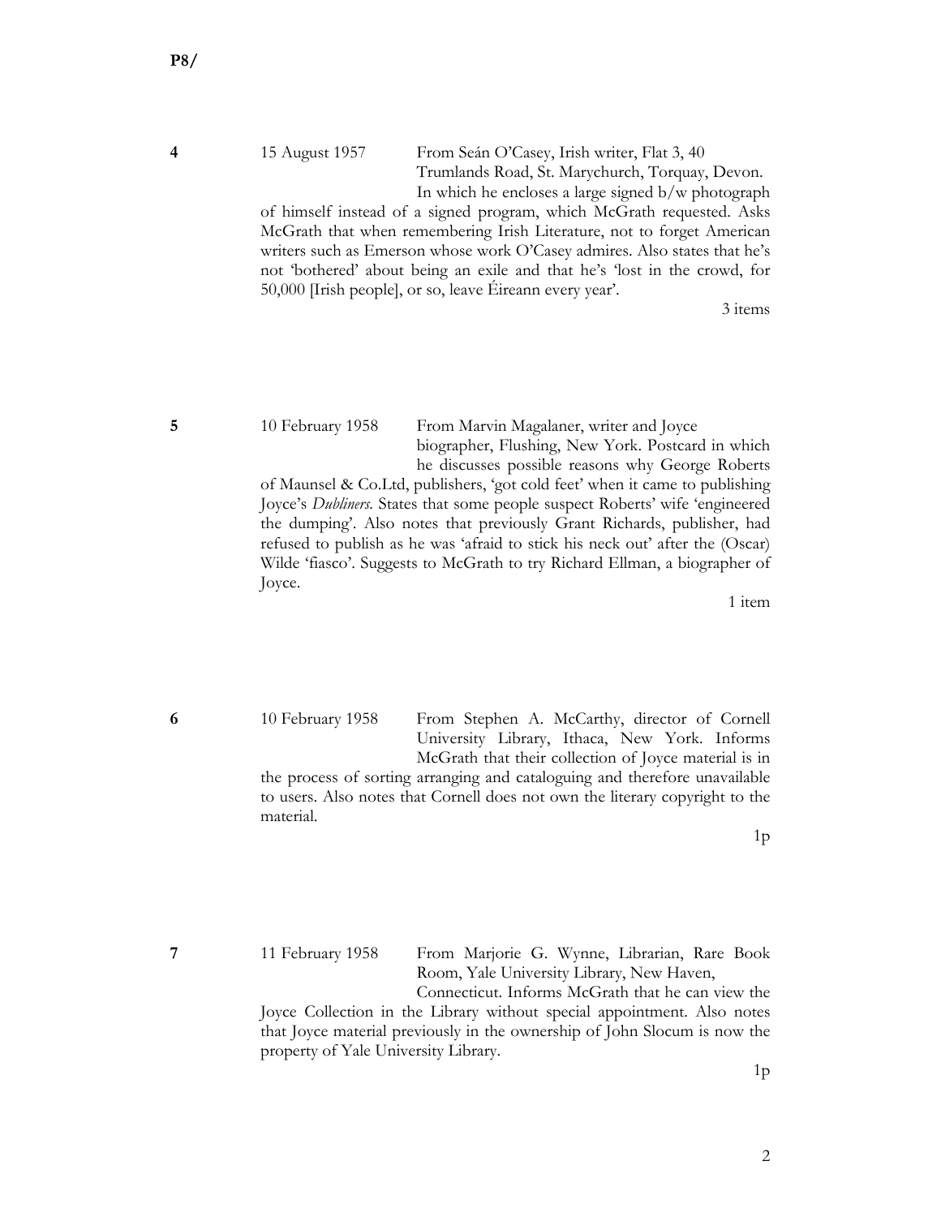P8/

**4** 15 August 1957 From Seán O'Casey, Irish writer, Flat 3, 40 Trumlands Road, St. Marychurch, Torquay, Devon. In which he encloses a large signed b/w photograph of himself instead of a signed program, which McGrath requested. Asks McGrath that when remembering Irish Literature, not to forget American writers such as Emerson whose work O'Casey admires. Also states that he's not 'bothered' about being an exile and that he's 'lost in the crowd, for 50,000 [Irish people], or so, leave Éireann every year'.

3 items

**5** 10 February 1958 From Marvin Magalaner, writer and Joyce biographer, Flushing, New York. Postcard in which he discusses possible reasons why George Roberts of Maunsel & Co.Ltd, publishers, 'got cold feet' when it came to publishing Joyce's *Dubliners*. States that some people suspect Roberts' wife 'engineered the dumping'. Also notes that previously Grant Richards, publisher, had refused to publish as he was 'afraid to stick his neck out' after the (Oscar) Wilde 'fiasco'. Suggests to McGrath to try Richard Ellman, a biographer of Joyce.

1 item

**6** 10 February 1958 From Stephen A. McCarthy, director of Cornell University Library, Ithaca, New York. Informs McGrath that their collection of Joyce material is in the process of sorting arranging and cataloguing and therefore unavailable to users. Also notes that Cornell does not own the literary copyright to the material.

1p

**7** 11 February 1958 From Marjorie G. Wynne, Librarian, Rare Book Room, Yale University Library, New Haven, Connecticut. Informs McGrath that he can view the Joyce Collection in the Library without special appointment. Also notes that Joyce material previously in the ownership of John Slocum is now the property of Yale University Library.

1p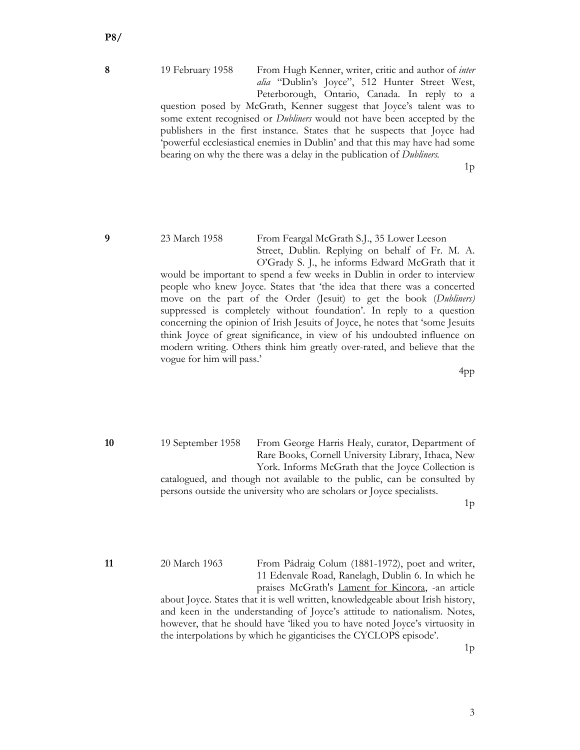**P8/**

**8** 19 February 1958 From Hugh Kenner, writer, critic and author of *inter alia* "Dublin's Joyce", 512 Hunter Street West, Peterborough, Ontario, Canada. In reply to a question posed by McGrath, Kenner suggest that Joyce's talent was to some extent recognised or *Dubliners* would not have been accepted by the publishers in the first instance. States that he suspects that Joyce had 'powerful ecclesiastical enemies in Dublin' and that this may have had some bearing on why the there was a delay in the publication of *Dubliners*.

1p

**9** 23 March 1958 From Feargal McGrath S.J., 35 Lower Leeson Street, Dublin. Replying on behalf of Fr. M. A. O'Grady S. J., he informs Edward McGrath that it would be important to spend a few weeks in Dublin in order to interview people who knew Joyce. States that 'the idea that there was a concerted move on the part of the Order (Jesuit) to get the book (*Dubliners)* suppressed is completely without foundation'. In reply to a question concerning the opinion of Irish Jesuits of Joyce, he notes that 'some Jesuits think Joyce of great significance, in view of his undoubted influence on modern writing. Others think him greatly over-rated, and believe that the vogue for him will pass.'

4pp

**10** 19 September 1958 From George Harris Healy, curator, Department of Rare Books, Cornell University Library, Ithaca, New York. Informs McGrath that the Joyce Collection is catalogued, and though not available to the public, can be consulted by persons outside the university who are scholars or Joyce specialists.

1p

**11** 20 March 1963 From Pádraig Colum (1881-1972), poet and writer, 11 Edenvale Road, Ranelagh, Dublin 6. In which he praises McGrath's <u>Lament for Kincora</u>, -an article about Joyce. States that it is well written, knowledgeable about Irish history, and keen in the understanding of Joyce's attitude to nationalism. Notes, however, that he should have 'liked you to have noted Joyce's virtuosity in the interpolations by which he giganticises the CYCLOPS episode'.

1p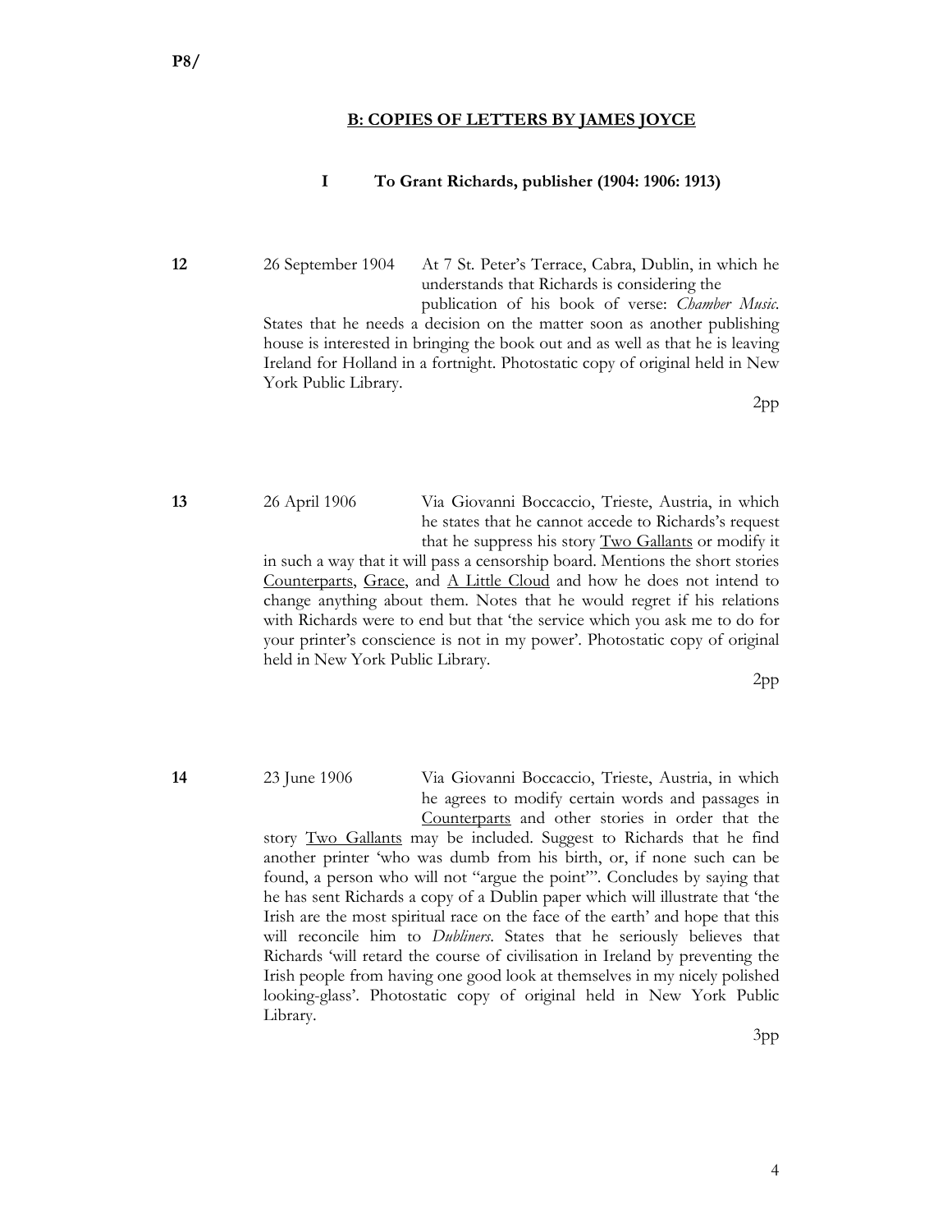P8/

## B: COPIES OF LETTERS BY JAMES JOYCE

### I To Grant Richards, publisher (1904: 1906: 1913)

**12** 26 September 1904 At 7 St. Peter's Terrace, Cabra, Dublin, in which he understands that Richards is considering the publication of his book of verse: *Chamber Music*. States that he needs a decision on the matter soon as another publishing house is interested in bringing the book out and as well as that he is leaving Ireland for Holland in a fortnight. Photostatic copy of original held in New York Public Library.

2pp

**13** 26 April 1906 Via Giovanni Boccaccio, Trieste, Austria, in which he states that he cannot accede to Richards's request that he suppress his story Two Gallants or modify it in such a way that it will pass a censorship board. Mentions the short stories Counterparts, Grace, and A Little Cloud and how he does not intend to change anything about them. Notes that he would regret if his relations with Richards were to end but that 'the service which you ask me to do for your printer's conscience is not in my power'. Photostatic copy of original held in New York Public Library.

2pp

**14** 23 June 1906 Via Giovanni Boccaccio, Trieste, Austria, in which he agrees to modify certain words and passages in Counterparts and other stories in order that the story Two Gallants may be included. Suggest to Richards that he find another printer 'who was dumb from his birth, or, if none such can be found, a person who will not "argue the point"'. Concludes by saying that he has sent Richards a copy of a Dublin paper which will illustrate that 'the Irish are the most spiritual race on the face of the earth' and hope that this will reconcile him to *Dubliners*. States that he seriously believes that Richards 'will retard the course of civilisation in Ireland by preventing the Irish people from having one good look at themselves in my nicely polished looking-glass'. Photostatic copy of original held in New York Public Library.

3pp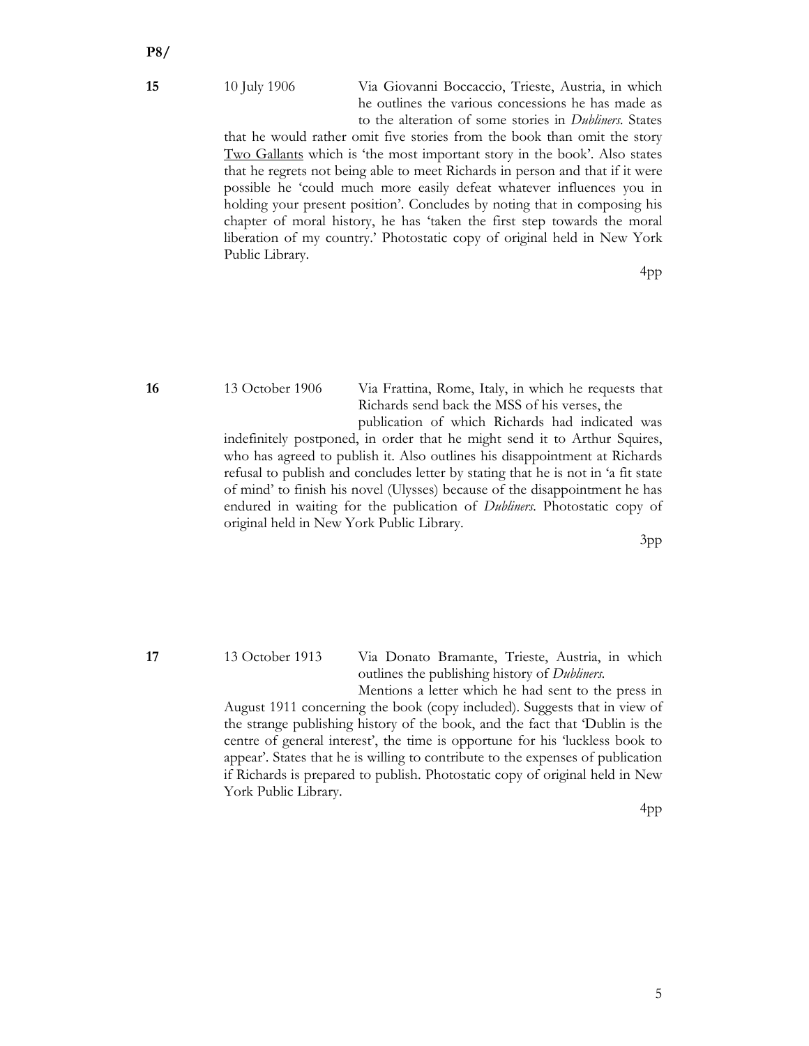**P8/**

**15** 10 July 1906 Via Giovanni Boccaccio, Trieste, Austria, in which he outlines the various concessions he has made as to the alteration of some stories in *Dubliners*. States that he would rather omit five stories from the book than omit the story Two Gallants which is 'the most important story in the book'. Also states that he regrets not being able to meet Richards in person and that if it were possible he 'could much more easily defeat whatever influences you in holding your present position'. Concludes by noting that in composing his chapter of moral history, he has 'taken the first step towards the moral liberation of my country.' Photostatic copy of original held in New York Public Library.

4pp

**16** 13 October 1906 Via Frattina, Rome, Italy, in which he requests that Richards send back the MSS of his verses, the publication of which Richards had indicated was indefinitely postponed, in order that he might send it to Arthur Squires, who has agreed to publish it. Also outlines his disappointment at Richards refusal to publish and concludes letter by stating that he is not in 'a fit state of mind' to finish his novel (Ulysses) because of the disappointment he has endured in waiting for the publication of *Dubliners*. Photostatic copy of original held in New York Public Library.

3pp

**17** 13 October 1913 Via Donato Bramante, Trieste, Austria, in which outlines the publishing history of *Dubliners*. Mentions a letter which he had sent to the press in August 1911 concerning the book (copy included). Suggests that in view of the strange publishing history of the book, and the fact that 'Dublin is the centre of general interest', the time is opportune for his 'luckless book to appear'. States that he is willing to contribute to the expenses of publication if Richards is prepared to publish. Photostatic copy of original held in New York Public Library.

4pp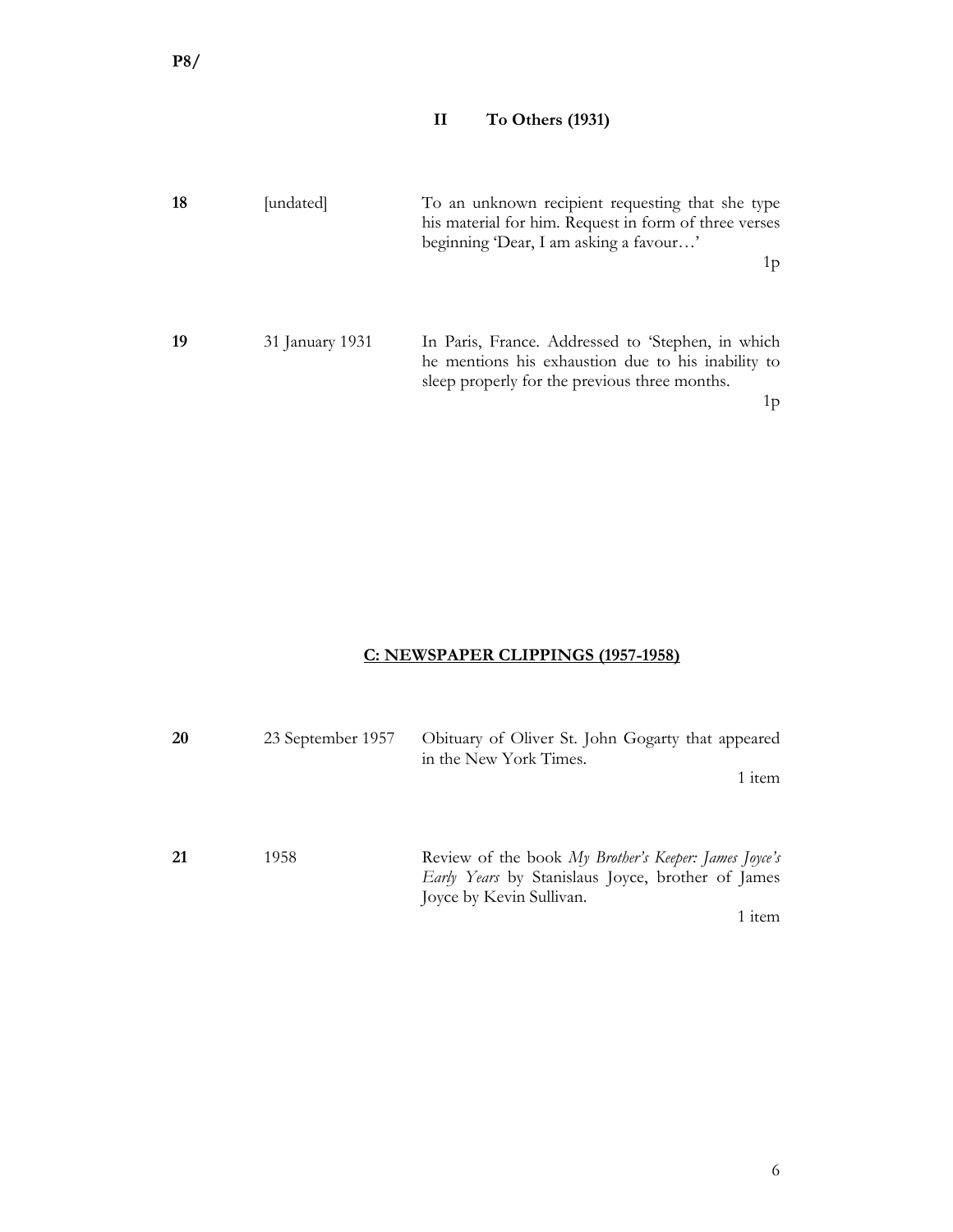P8/

## II To Others (1931)

| | | | |
|---|---|---|---|
| **18** | [undated] | To an unknown recipient requesting that she type his material for him. Request in form of three verses beginning 'Dear, I am asking a favour…' | 1p |
| **19** | 31 January 1931 | In Paris, France. Addressed to 'Stephen, in which he mentions his exhaustion due to his inability to sleep properly for the previous three months. | 1p |

## C: NEWSPAPER CLIPPINGS (1957-1958)

| | | | |
|---|---|---|---|
| **20** | 23 September 1957 | Obituary of Oliver St. John Gogarty that appeared in the New York Times. | 1 item |
| **21** | 1958 | Review of the book *My Brother's Keeper: James Joyce's Early Years* by Stanislaus Joyce, brother of James Joyce by Kevin Sullivan. | 1 item |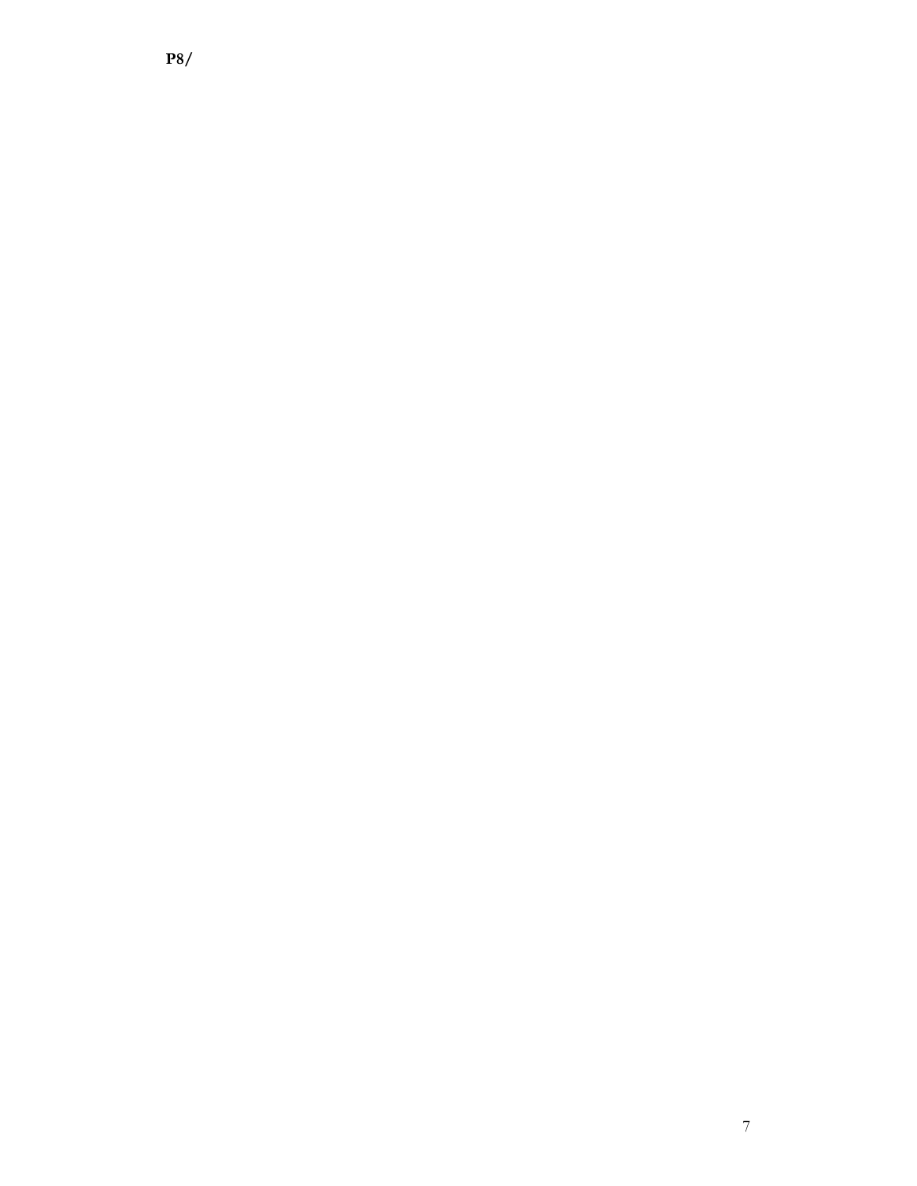**P8/**